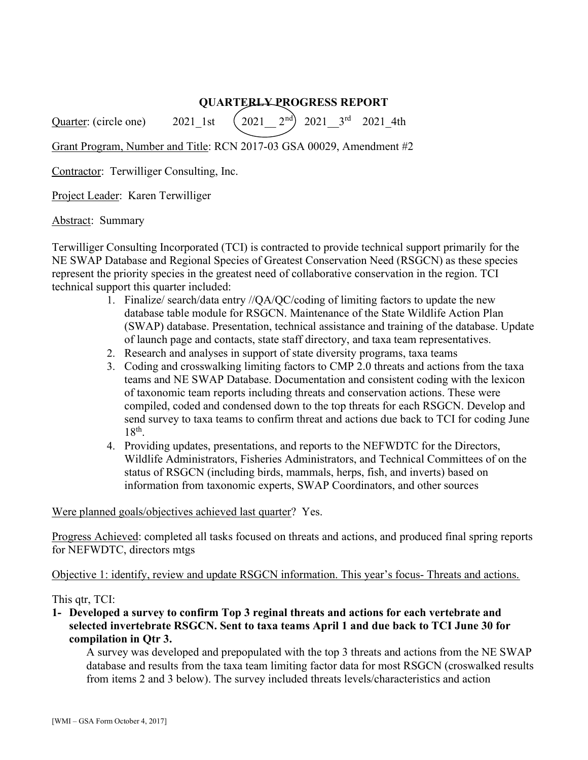# QUARTERLY PROGRESS REPORT

Quarter: (circle one) 2021_1st **(2021__ 2nd circled)** 2021__3rd 2021_4th

Grant Program, Number and Title: RCN 2017-03 GSA 00029, Amendment #2

Contractor: Terwilliger Consulting, Inc.

Project Leader: Karen Terwilliger

Abstract: Summary

Terwilliger Consulting Incorporated (TCI) is contracted to provide technical support primarily for the NE SWAP Database and Regional Species of Greatest Conservation Need (RSGCN) as these species represent the priority species in the greatest need of collaborative conservation in the region. TCI technical support this quarter included:

1. Finalize/ search/data entry //QA/QC/coding of limiting factors to update the new database table module for RSGCN. Maintenance of the State Wildlife Action Plan (SWAP) database. Presentation, technical assistance and training of the database. Update of launch page and contacts, state staff directory, and taxa team representatives.
2. Research and analyses in support of state diversity programs, taxa teams
3. Coding and crosswalking limiting factors to CMP 2.0 threats and actions from the taxa teams and NE SWAP Database. Documentation and consistent coding with the lexicon of taxonomic team reports including threats and conservation actions. These were compiled, coded and condensed down to the top threats for each RSGCN. Develop and send survey to taxa teams to confirm threat and actions due back to TCI for coding June 18th.
4. Providing updates, presentations, and reports to the NEFWDTC for the Directors, Wildlife Administrators, Fisheries Administrators, and Technical Committees of on the status of RSGCN (including birds, mammals, herps, fish, and inverts) based on information from taxonomic experts, SWAP Coordinators, and other sources

Were planned goals/objectives achieved last quarter? Yes.

Progress Achieved: completed all tasks focused on threats and actions, and produced final spring reports for NEFWDTC, directors mtgs

Objective 1: identify, review and update RSGCN information. This year's focus- Threats and actions.

This qtr, TCI:

1- **Developed a survey to confirm Top 3 reginal threats and actions for each vertebrate and selected invertebrate RSGCN. Sent to taxa teams April 1 and due back to TCI June 30 for compilation in Qtr 3.**

   A survey was developed and prepopulated with the top 3 threats and actions from the NE SWAP database and results from the taxa team limiting factor data for most RSGCN (croswalked results from items 2 and 3 below). The survey included threats levels/characteristics and action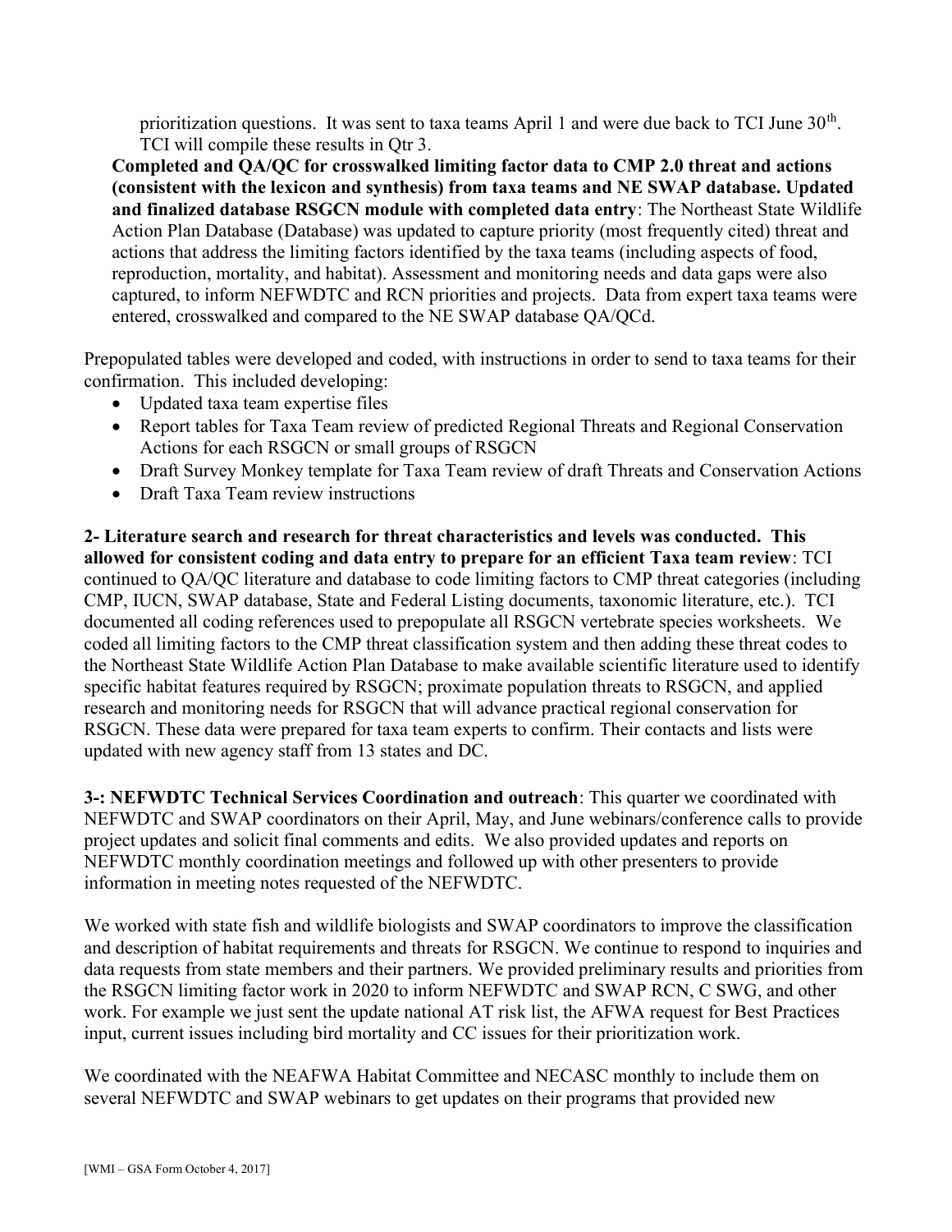prioritization questions. It was sent to taxa teams April 1 and were due back to TCI June 30th. TCI will compile these results in Qtr 3.

**Completed and QA/QC for crosswalked limiting factor data to CMP 2.0 threat and actions (consistent with the lexicon and synthesis) from taxa teams and NE SWAP database. Updated and finalized database RSGCN module with completed data entry**: The Northeast State Wildlife Action Plan Database (Database) was updated to capture priority (most frequently cited) threat and actions that address the limiting factors identified by the taxa teams (including aspects of food, reproduction, mortality, and habitat). Assessment and monitoring needs and data gaps were also captured, to inform NEFWDTC and RCN priorities and projects. Data from expert taxa teams were entered, crosswalked and compared to the NE SWAP database QA/QCd.

Prepopulated tables were developed and coded, with instructions in order to send to taxa teams for their confirmation. This included developing:

- Updated taxa team expertise files
- Report tables for Taxa Team review of predicted Regional Threats and Regional Conservation Actions for each RSGCN or small groups of RSGCN
- Draft Survey Monkey template for Taxa Team review of draft Threats and Conservation Actions
- Draft Taxa Team review instructions

**2- Literature search and research for threat characteristics and levels was conducted. This allowed for consistent coding and data entry to prepare for an efficient Taxa team review**: TCI continued to QA/QC literature and database to code limiting factors to CMP threat categories (including CMP, IUCN, SWAP database, State and Federal Listing documents, taxonomic literature, etc.). TCI documented all coding references used to prepopulate all RSGCN vertebrate species worksheets. We coded all limiting factors to the CMP threat classification system and then adding these threat codes to the Northeast State Wildlife Action Plan Database to make available scientific literature used to identify specific habitat features required by RSGCN; proximate population threats to RSGCN, and applied research and monitoring needs for RSGCN that will advance practical regional conservation for RSGCN. These data were prepared for taxa team experts to confirm. Their contacts and lists were updated with new agency staff from 13 states and DC.

**3-: NEFWDTC Technical Services Coordination and outreach**: This quarter we coordinated with NEFWDTC and SWAP coordinators on their April, May, and June webinars/conference calls to provide project updates and solicit final comments and edits. We also provided updates and reports on NEFWDTC monthly coordination meetings and followed up with other presenters to provide information in meeting notes requested of the NEFWDTC.

We worked with state fish and wildlife biologists and SWAP coordinators to improve the classification and description of habitat requirements and threats for RSGCN. We continue to respond to inquiries and data requests from state members and their partners. We provided preliminary results and priorities from the RSGCN limiting factor work in 2020 to inform NEFWDTC and SWAP RCN, C SWG, and other work. For example we just sent the update national AT risk list, the AFWA request for Best Practices input, current issues including bird mortality and CC issues for their prioritization work.

We coordinated with the NEAFWA Habitat Committee and NECASC monthly to include them on several NEFWDTC and SWAP webinars to get updates on their programs that provided new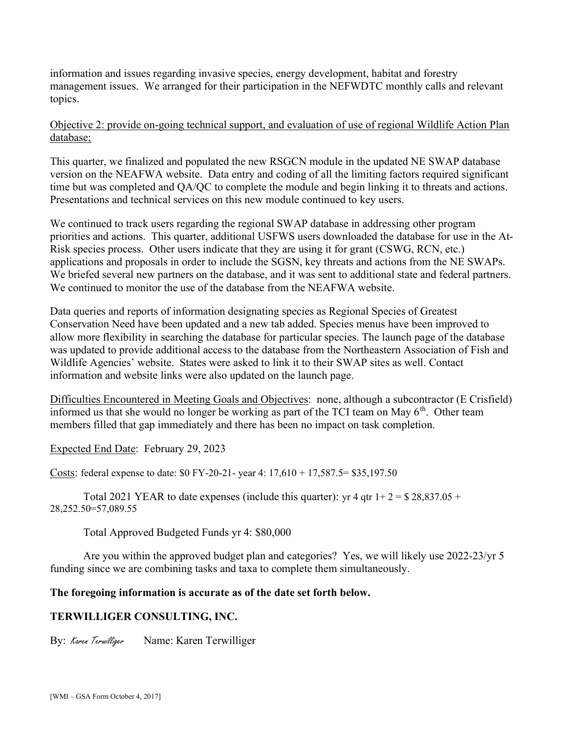information and issues regarding invasive species, energy development, habitat and forestry management issues. We arranged for their participation in the NEFWDTC monthly calls and relevant topics.

<u>Objective 2: provide on-going technical support, and evaluation of use of regional Wildlife Action Plan database;</u>

This quarter, we finalized and populated the new RSGCN module in the updated NE SWAP database version on the NEAFWA website. Data entry and coding of all the limiting factors required significant time but was completed and QA/QC to complete the module and begin linking it to threats and actions. Presentations and technical services on this new module continued to key users.

We continued to track users regarding the regional SWAP database in addressing other program priorities and actions. This quarter, additional USFWS users downloaded the database for use in the At-Risk species process. Other users indicate that they are using it for grant (CSWG, RCN, etc.) applications and proposals in order to include the SGSN, key threats and actions from the NE SWAPs. We briefed several new partners on the database, and it was sent to additional state and federal partners. We continued to monitor the use of the database from the NEAFWA website.

Data queries and reports of information designating species as Regional Species of Greatest Conservation Need have been updated and a new tab added. Species menus have been improved to allow more flexibility in searching the database for particular species. The launch page of the database was updated to provide additional access to the database from the Northeastern Association of Fish and Wildlife Agencies' website. States were asked to link it to their SWAP sites as well. Contact information and website links were also updated on the launch page.

<u>Difficulties Encountered in Meeting Goals and Objectives</u>: none, although a subcontractor (E Crisfield) informed us that she would no longer be working as part of the TCI team on May 6th. Other team members filled that gap immediately and there has been no impact on task completion.

<u>Expected End Date</u>: February 29, 2023

<u>Costs</u>: federal expense to date: $0 FY-20-21- year 4: 17,610 + 17,587.5= $35,197.50

Total 2021 YEAR to date expenses (include this quarter): yr 4 qtr 1+ 2 = $ 28,837.05 + 28,252.50=57,089.55

Total Approved Budgeted Funds yr 4: $80,000

Are you within the approved budget plan and categories? Yes, we will likely use 2022-23/yr 5 funding since we are combining tasks and taxa to complete them simultaneously.

**The foregoing information is accurate as of the date set forth below.**

**TERWILLIGER CONSULTING, INC.**

By: *Karen Terwilliger* Name: Karen Terwilliger

[WMI – GSA Form October 4, 2017]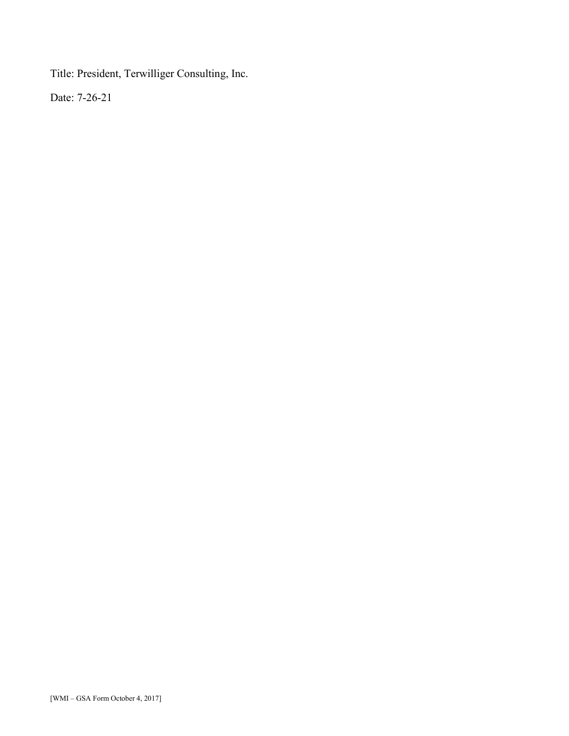Title: President, Terwilliger Consulting, Inc.

Date: 7-26-21